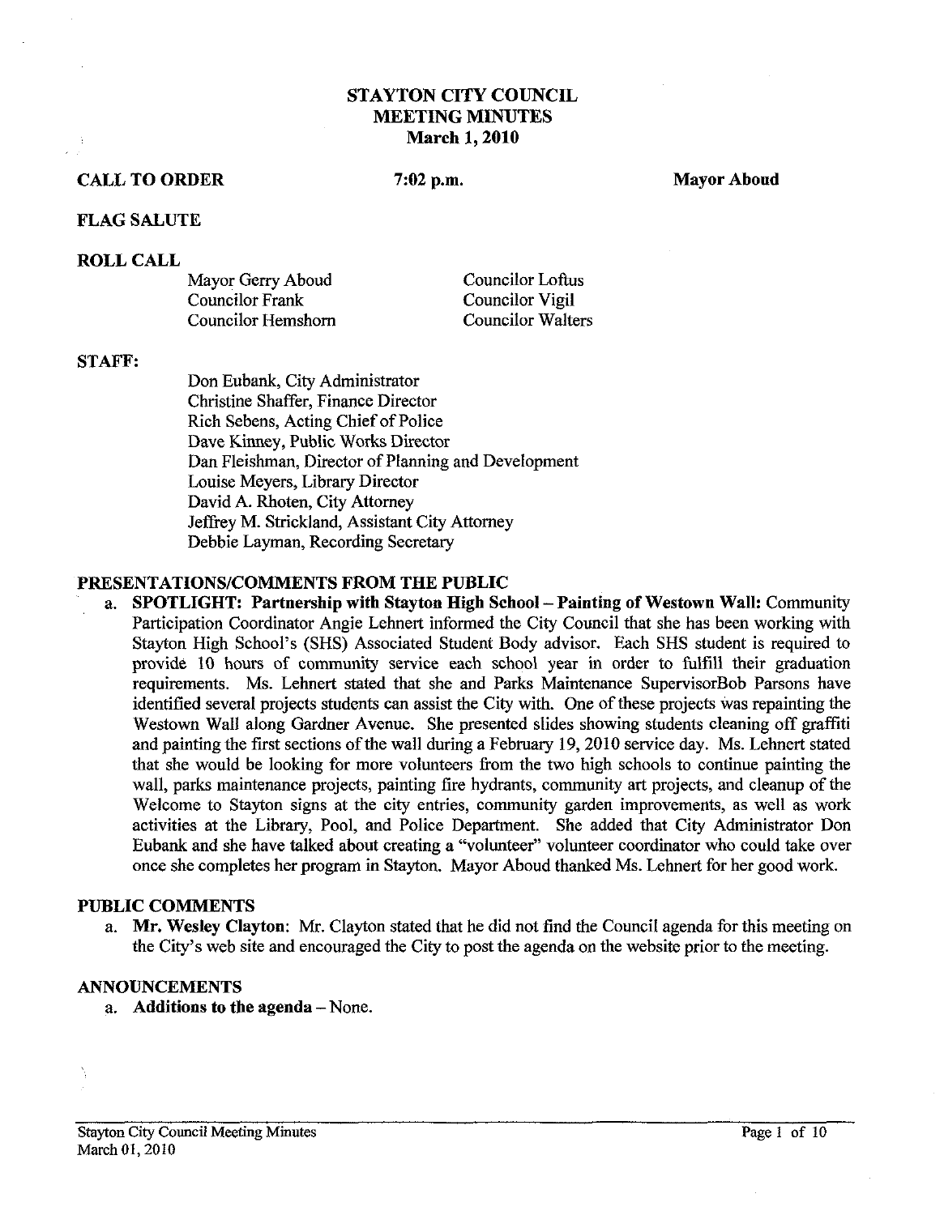# STAYTON CITY COUNCIL
## MEETING MINUTES
### March 1, 2010

**CALL TO ORDER** **7:02 p.m.** **Mayor Aboud**

**FLAG SALUTE**

**ROLL CALL**

| | |
|---|---|
| Mayor Gerry Aboud | Councilor Loftus |
| Councilor Frank | Councilor Vigil |
| Councilor Hemshorn | Councilor Walters |

**STAFF:**

Don Eubank, City Administrator
Christine Shaffer, Finance Director
Rich Sebens, Acting Chief of Police
Dave Kinney, Public Works Director
Dan Fleishman, Director of Planning and Development
Louise Meyers, Library Director
David A. Rhoten, City Attorney
Jeffrey M. Strickland, Assistant City Attorney
Debbie Layman, Recording Secretary

**PRESENTATIONS/COMMENTS FROM THE PUBLIC**

a. **SPOTLIGHT: Partnership with Stayton High School – Painting of Westown Wall:** Community Participation Coordinator Angie Lehnert informed the City Council that she has been working with Stayton High School's (SHS) Associated Student Body advisor. Each SHS student is required to provide 10 hours of community service each school year in order to fulfill their graduation requirements. Ms. Lehnert stated that she and Parks Maintenance SupervisorBob Parsons have identified several projects students can assist the City with. One of these projects was repainting the Westown Wall along Gardner Avenue. She presented slides showing students cleaning off graffiti and painting the first sections of the wall during a February 19, 2010 service day. Ms. Lehnert stated that she would be looking for more volunteers from the two high schools to continue painting the wall, parks maintenance projects, painting fire hydrants, community art projects, and cleanup of the Welcome to Stayton signs at the city entries, community garden improvements, as well as work activities at the Library, Pool, and Police Department. She added that City Administrator Don Eubank and she have talked about creating a "volunteer" volunteer coordinator who could take over once she completes her program in Stayton. Mayor Aboud thanked Ms. Lehnert for her good work.

**PUBLIC COMMENTS**

a. **Mr. Wesley Clayton**: Mr. Clayton stated that he did not find the Council agenda for this meeting on the City's web site and encouraged the City to post the agenda on the website prior to the meeting.

**ANNOUNCEMENTS**

a. **Additions to the agenda** – None.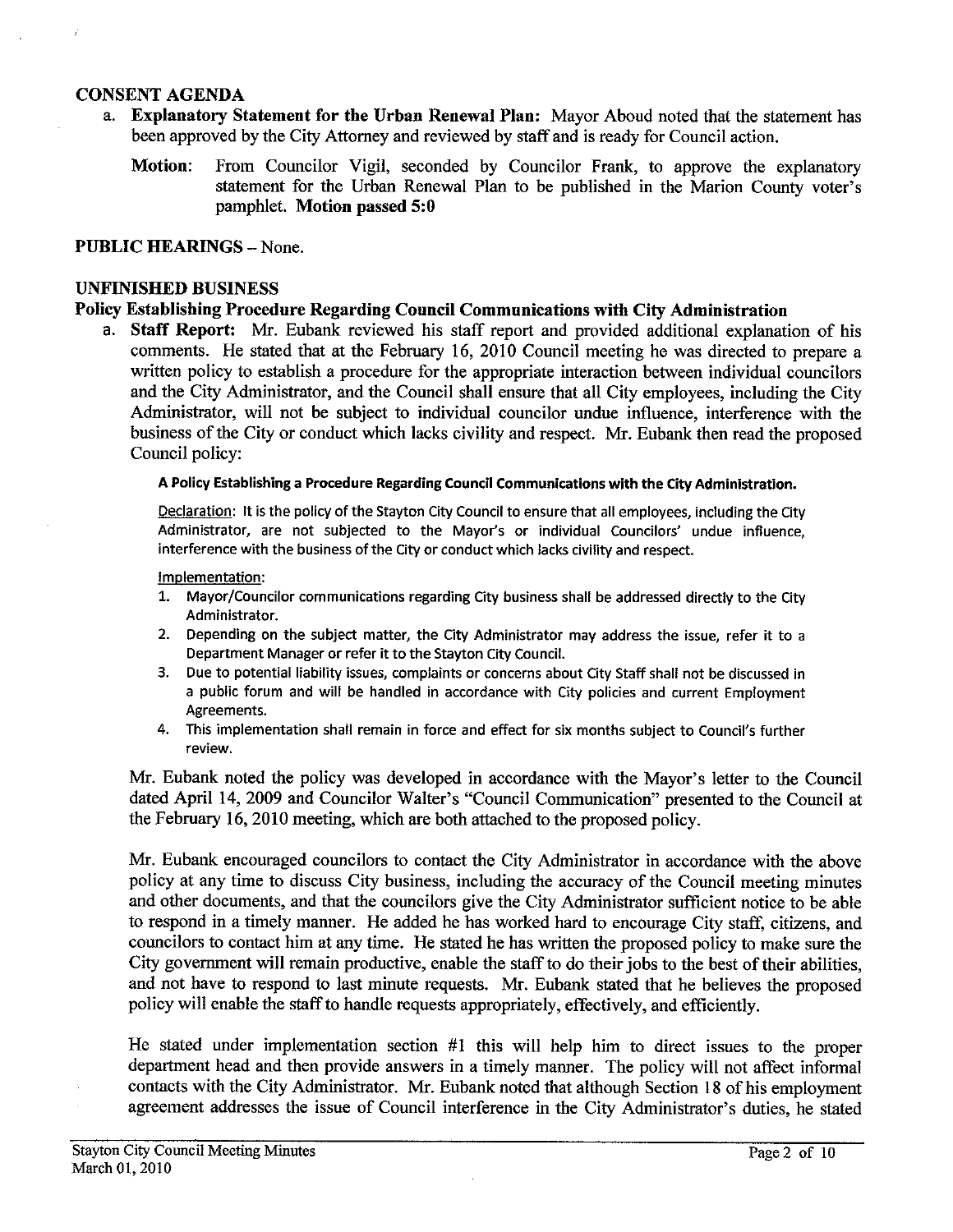## CONSENT AGENDA

a. **Explanatory Statement for the Urban Renewal Plan:** Mayor Aboud noted that the statement has been approved by the City Attorney and reviewed by staff and is ready for Council action.

   **Motion:** From Councilor Vigil, seconded by Councilor Frank, to approve the explanatory statement for the Urban Renewal Plan to be published in the Marion County voter's pamphlet. **Motion passed 5:0**

## PUBLIC HEARINGS – None.

## UNFINISHED BUSINESS

### Policy Establishing Procedure Regarding Council Communications with City Administration

a. **Staff Report:** Mr. Eubank reviewed his staff report and provided additional explanation of his comments. He stated that at the February 16, 2010 Council meeting he was directed to prepare a written policy to establish a procedure for the appropriate interaction between individual councilors and the City Administrator, and the Council shall ensure that all City employees, including the City Administrator, will not be subject to individual councilor undue influence, interference with the business of the City or conduct which lacks civility and respect. Mr. Eubank then read the proposed Council policy:

   **A Policy Establishing a Procedure Regarding Council Communications with the City Administration.**

   Declaration: It is the policy of the Stayton City Council to ensure that all employees, including the City Administrator, are not subjected to the Mayor's or individual Councilors' undue influence, interference with the business of the City or conduct which lacks civility and respect.

   Implementation:

   1. Mayor/Councilor communications regarding City business shall be addressed directly to the City Administrator.
   2. Depending on the subject matter, the City Administrator may address the issue, refer it to a Department Manager or refer it to the Stayton City Council.
   3. Due to potential liability issues, complaints or concerns about City Staff shall not be discussed in a public forum and will be handled in accordance with City policies and current Employment Agreements.
   4. This implementation shall remain in force and effect for six months subject to Council's further review.

   Mr. Eubank noted the policy was developed in accordance with the Mayor's letter to the Council dated April 14, 2009 and Councilor Walter's "Council Communication" presented to the Council at the February 16, 2010 meeting, which are both attached to the proposed policy.

   Mr. Eubank encouraged councilors to contact the City Administrator in accordance with the above policy at any time to discuss City business, including the accuracy of the Council meeting minutes and other documents, and that the councilors give the City Administrator sufficient notice to be able to respond in a timely manner. He added he has worked hard to encourage City staff, citizens, and councilors to contact him at any time. He stated he has written the proposed policy to make sure the City government will remain productive, enable the staff to do their jobs to the best of their abilities, and not have to respond to last minute requests. Mr. Eubank stated that he believes the proposed policy will enable the staff to handle requests appropriately, effectively, and efficiently.

   He stated under implementation section #1 this will help him to direct issues to the proper department head and then provide answers in a timely manner. The policy will not affect informal contacts with the City Administrator. Mr. Eubank noted that although Section 18 of his employment agreement addresses the issue of Council interference in the City Administrator's duties, he stated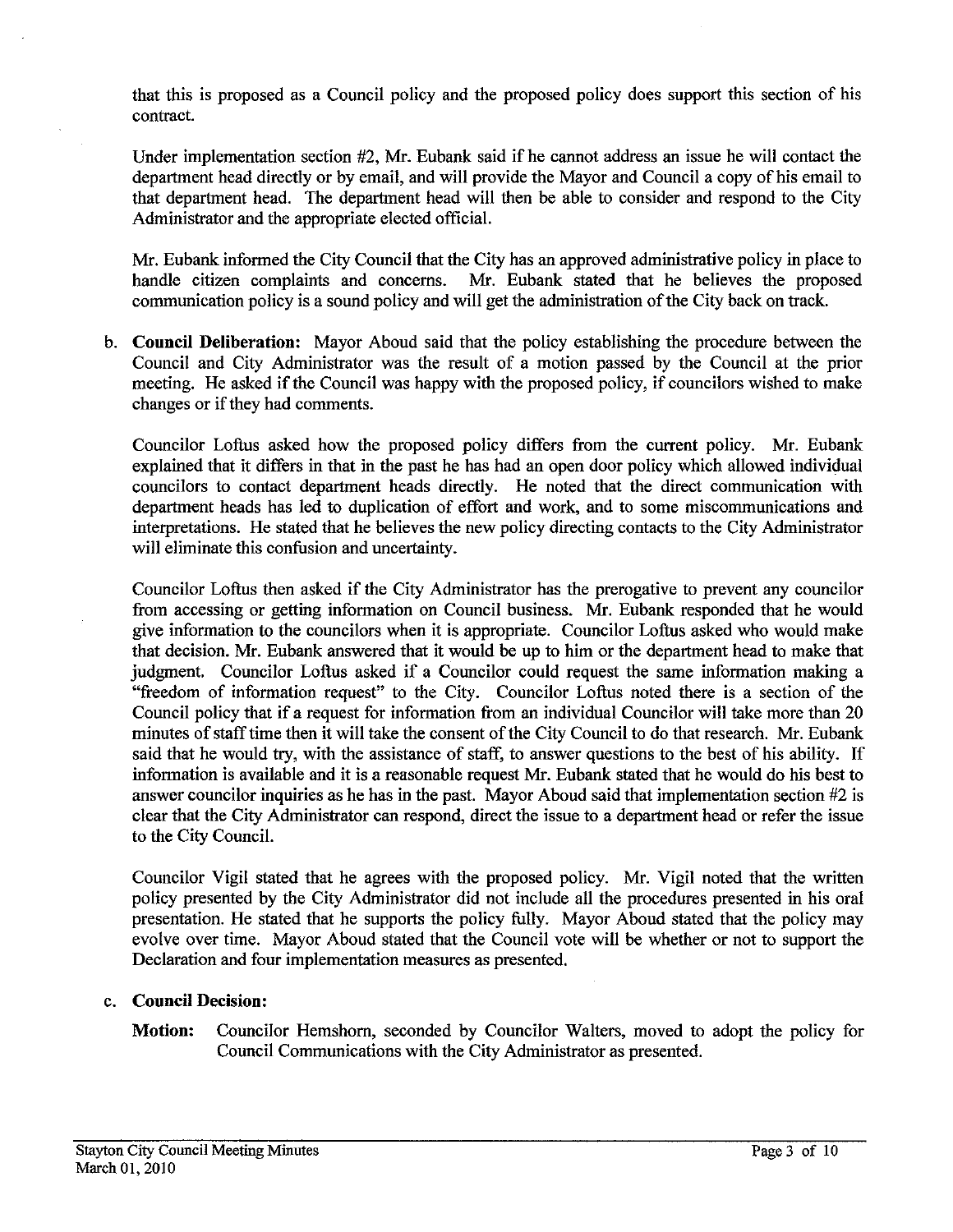that this is proposed as a Council policy and the proposed policy does support this section of his contract.

Under implementation section #2, Mr. Eubank said if he cannot address an issue he will contact the department head directly or by email, and will provide the Mayor and Council a copy of his email to that department head. The department head will then be able to consider and respond to the City Administrator and the appropriate elected official.

Mr. Eubank informed the City Council that the City has an approved administrative policy in place to handle citizen complaints and concerns. Mr. Eubank stated that he believes the proposed communication policy is a sound policy and will get the administration of the City back on track.

b. **Council Deliberation:** Mayor Aboud said that the policy establishing the procedure between the Council and City Administrator was the result of a motion passed by the Council at the prior meeting. He asked if the Council was happy with the proposed policy, if councilors wished to make changes or if they had comments.

   Councilor Loftus asked how the proposed policy differs from the current policy. Mr. Eubank explained that it differs in that in the past he has had an open door policy which allowed individual councilors to contact department heads directly. He noted that the direct communication with department heads has led to duplication of effort and work, and to some miscommunications and interpretations. He stated that he believes the new policy directing contacts to the City Administrator will eliminate this confusion and uncertainty.

   Councilor Loftus then asked if the City Administrator has the prerogative to prevent any councilor from accessing or getting information on Council business. Mr. Eubank responded that he would give information to the councilors when it is appropriate. Councilor Loftus asked who would make that decision. Mr. Eubank answered that it would be up to him or the department head to make that judgment. Councilor Loftus asked if a Councilor could request the same information making a "freedom of information request" to the City. Councilor Loftus noted there is a section of the Council policy that if a request for information from an individual Councilor will take more than 20 minutes of staff time then it will take the consent of the City Council to do that research. Mr. Eubank said that he would try, with the assistance of staff, to answer questions to the best of his ability. If information is available and it is a reasonable request Mr. Eubank stated that he would do his best to answer councilor inquiries as he has in the past. Mayor Aboud said that implementation section #2 is clear that the City Administrator can respond, direct the issue to a department head or refer the issue to the City Council.

   Councilor Vigil stated that he agrees with the proposed policy. Mr. Vigil noted that the written policy presented by the City Administrator did not include all the procedures presented in his oral presentation. He stated that he supports the policy fully. Mayor Aboud stated that the policy may evolve over time. Mayor Aboud stated that the Council vote will be whether or not to support the Declaration and four implementation measures as presented.

c. **Council Decision:**

   **Motion:** Councilor Hemshorn, seconded by Councilor Walters, moved to adopt the policy for Council Communications with the City Administrator as presented.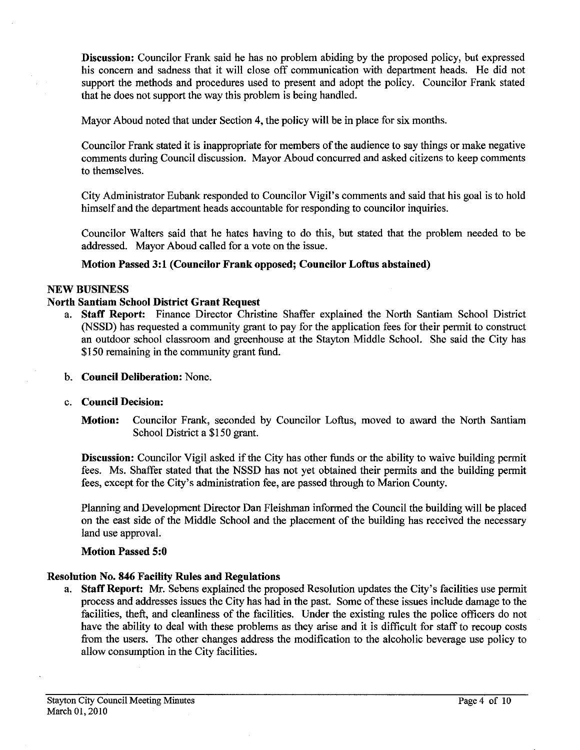**Discussion:** Councilor Frank said he has no problem abiding by the proposed policy, but expressed his concern and sadness that it will close off communication with department heads. He did not support the methods and procedures used to present and adopt the policy. Councilor Frank stated that he does not support the way this problem is being handled.

Mayor Aboud noted that under Section 4, the policy will be in place for six months.

Councilor Frank stated it is inappropriate for members of the audience to say things or make negative comments during Council discussion. Mayor Aboud concurred and asked citizens to keep comments to themselves.

City Administrator Eubank responded to Councilor Vigil's comments and said that his goal is to hold himself and the department heads accountable for responding to councilor inquiries.

Councilor Walters said that he hates having to do this, but stated that the problem needed to be addressed. Mayor Aboud called for a vote on the issue.

**Motion Passed 3:1 (Councilor Frank opposed; Councilor Loftus abstained)**

## NEW BUSINESS

### North Santiam School District Grant Request

a. **Staff Report:** Finance Director Christine Shaffer explained the North Santiam School District (NSSD) has requested a community grant to pay for the application fees for their permit to construct an outdoor school classroom and greenhouse at the Stayton Middle School. She said the City has $150 remaining in the community grant fund.

b. **Council Deliberation:** None.

c. **Council Decision:**

**Motion:** Councilor Frank, seconded by Councilor Loftus, moved to award the North Santiam School District a $150 grant.

**Discussion:** Councilor Vigil asked if the City has other funds or the ability to waive building permit fees. Ms. Shaffer stated that the NSSD has not yet obtained their permits and the building permit fees, except for the City's administration fee, are passed through to Marion County.

Planning and Development Director Dan Fleishman informed the Council the building will be placed on the east side of the Middle School and the placement of the building has received the necessary land use approval.

**Motion Passed 5:0**

### Resolution No. 846 Facility Rules and Regulations

a. **Staff Report:** Mr. Sebens explained the proposed Resolution updates the City's facilities use permit process and addresses issues the City has had in the past. Some of these issues include damage to the facilities, theft, and cleanliness of the facilities. Under the existing rules the police officers do not have the ability to deal with these problems as they arise and it is difficult for staff to recoup costs from the users. The other changes address the modification to the alcoholic beverage use policy to allow consumption in the City facilities.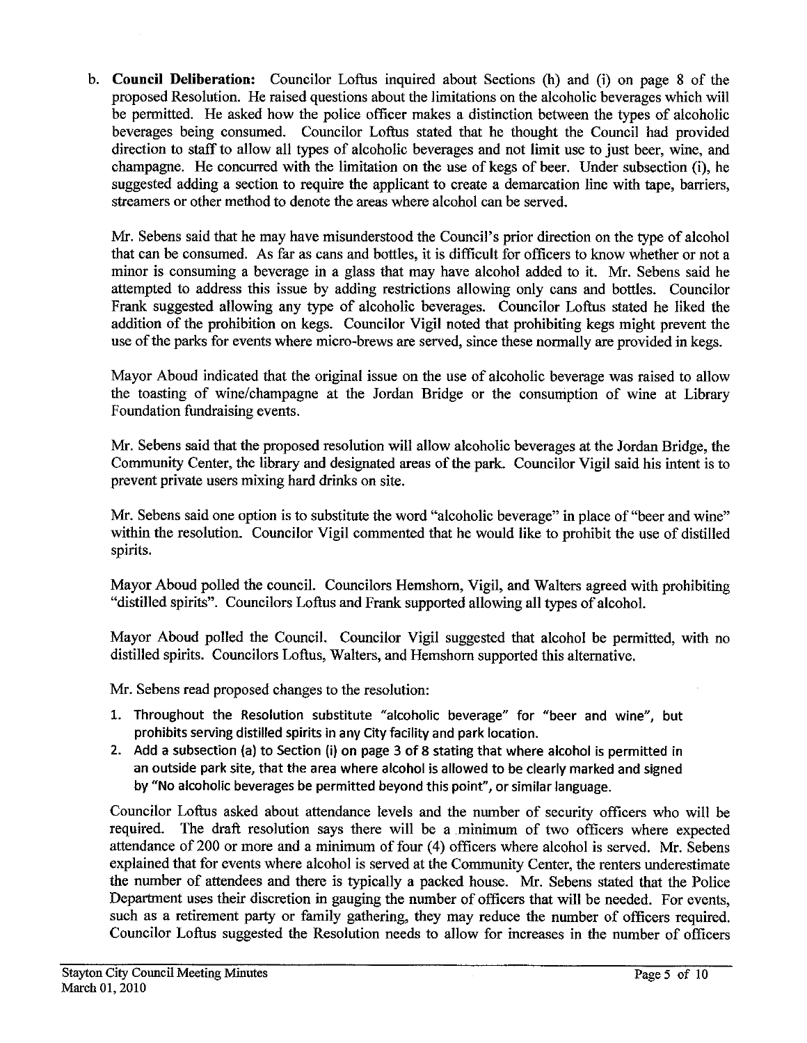b. **Council Deliberation:** Councilor Loftus inquired about Sections (h) and (i) on page 8 of the proposed Resolution. He raised questions about the limitations on the alcoholic beverages which will be permitted. He asked how the police officer makes a distinction between the types of alcoholic beverages being consumed. Councilor Loftus stated that he thought the Council had provided direction to staff to allow all types of alcoholic beverages and not limit use to just beer, wine, and champagne. He concurred with the limitation on the use of kegs of beer. Under subsection (i), he suggested adding a section to require the applicant to create a demarcation line with tape, barriers, streamers or other method to denote the areas where alcohol can be served.

Mr. Sebens said that he may have misunderstood the Council's prior direction on the type of alcohol that can be consumed. As far as cans and bottles, it is difficult for officers to know whether or not a minor is consuming a beverage in a glass that may have alcohol added to it. Mr. Sebens said he attempted to address this issue by adding restrictions allowing only cans and bottles. Councilor Frank suggested allowing any type of alcoholic beverages. Councilor Loftus stated he liked the addition of the prohibition on kegs. Councilor Vigil noted that prohibiting kegs might prevent the use of the parks for events where micro-brews are served, since these normally are provided in kegs.

Mayor Aboud indicated that the original issue on the use of alcoholic beverage was raised to allow the toasting of wine/champagne at the Jordan Bridge or the consumption of wine at Library Foundation fundraising events.

Mr. Sebens said that the proposed resolution will allow alcoholic beverages at the Jordan Bridge, the Community Center, the library and designated areas of the park. Councilor Vigil said his intent is to prevent private users mixing hard drinks on site.

Mr. Sebens said one option is to substitute the word "alcoholic beverage" in place of "beer and wine" within the resolution. Councilor Vigil commented that he would like to prohibit the use of distilled spirits.

Mayor Aboud polled the council. Councilors Hemshorn, Vigil, and Walters agreed with prohibiting "distilled spirits". Councilors Loftus and Frank supported allowing all types of alcohol.

Mayor Aboud polled the Council. Councilor Vigil suggested that alcohol be permitted, with no distilled spirits. Councilors Loftus, Walters, and Hemshorn supported this alternative.

Mr. Sebens read proposed changes to the resolution:

1. Throughout the Resolution substitute "alcoholic beverage" for "beer and wine", but prohibits serving distilled spirits in any City facility and park location.
2. Add a subsection (a) to Section (i) on page 3 of 8 stating that where alcohol is permitted in an outside park site, that the area where alcohol is allowed to be clearly marked and signed by "No alcoholic beverages be permitted beyond this point", or similar language.

Councilor Loftus asked about attendance levels and the number of security officers who will be required. The draft resolution says there will be a minimum of two officers where expected attendance of 200 or more and a minimum of four (4) officers where alcohol is served. Mr. Sebens explained that for events where alcohol is served at the Community Center, the renters underestimate the number of attendees and there is typically a packed house. Mr. Sebens stated that the Police Department uses their discretion in gauging the number of officers that will be needed. For events, such as a retirement party or family gathering, they may reduce the number of officers required. Councilor Loftus suggested the Resolution needs to allow for increases in the number of officers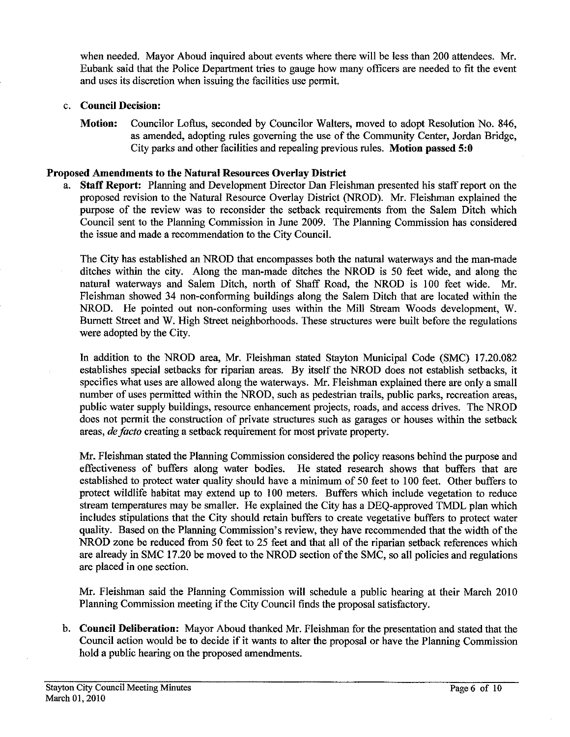when needed. Mayor Aboud inquired about events where there will be less than 200 attendees. Mr. Eubank said that the Police Department tries to gauge how many officers are needed to fit the event and uses its discretion when issuing the facilities use permit.

c. **Council Decision:**

**Motion:** Councilor Loftus, seconded by Councilor Walters, moved to adopt Resolution No. 846, as amended, adopting rules governing the use of the Community Center, Jordan Bridge, City parks and other facilities and repealing previous rules. **Motion passed 5:0**

**Proposed Amendments to the Natural Resources Overlay District**

a. **Staff Report:** Planning and Development Director Dan Fleishman presented his staff report on the proposed revision to the Natural Resource Overlay District (NROD). Mr. Fleishman explained the purpose of the review was to reconsider the setback requirements from the Salem Ditch which Council sent to the Planning Commission in June 2009. The Planning Commission has considered the issue and made a recommendation to the City Council.

The City has established an NROD that encompasses both the natural waterways and the man-made ditches within the city. Along the man-made ditches the NROD is 50 feet wide, and along the natural waterways and Salem Ditch, north of Shaff Road, the NROD is 100 feet wide. Mr. Fleishman showed 34 non-conforming buildings along the Salem Ditch that are located within the NROD. He pointed out non-conforming uses within the Mill Stream Woods development, W. Burnett Street and W. High Street neighborhoods. These structures were built before the regulations were adopted by the City.

In addition to the NROD area, Mr. Fleishman stated Stayton Municipal Code (SMC) 17.20.082 establishes special setbacks for riparian areas. By itself the NROD does not establish setbacks, it specifies what uses are allowed along the waterways. Mr. Fleishman explained there are only a small number of uses permitted within the NROD, such as pedestrian trails, public parks, recreation areas, public water supply buildings, resource enhancement projects, roads, and access drives. The NROD does not permit the construction of private structures such as garages or houses within the setback areas, *de facto* creating a setback requirement for most private property.

Mr. Fleishman stated the Planning Commission considered the policy reasons behind the purpose and effectiveness of buffers along water bodies. He stated research shows that buffers that are established to protect water quality should have a minimum of 50 feet to 100 feet. Other buffers to protect wildlife habitat may extend up to 100 meters. Buffers which include vegetation to reduce stream temperatures may be smaller. He explained the City has a DEQ-approved TMDL plan which includes stipulations that the City should retain buffers to create vegetative buffers to protect water quality. Based on the Planning Commission's review, they have recommended that the width of the NROD zone be reduced from 50 feet to 25 feet and that all of the riparian setback references which are already in SMC 17.20 be moved to the NROD section of the SMC, so all policies and regulations are placed in one section.

Mr. Fleishman said the Planning Commission will schedule a public hearing at their March 2010 Planning Commission meeting if the City Council finds the proposal satisfactory.

b. **Council Deliberation:** Mayor Aboud thanked Mr. Fleishman for the presentation and stated that the Council action would be to decide if it wants to alter the proposal or have the Planning Commission hold a public hearing on the proposed amendments.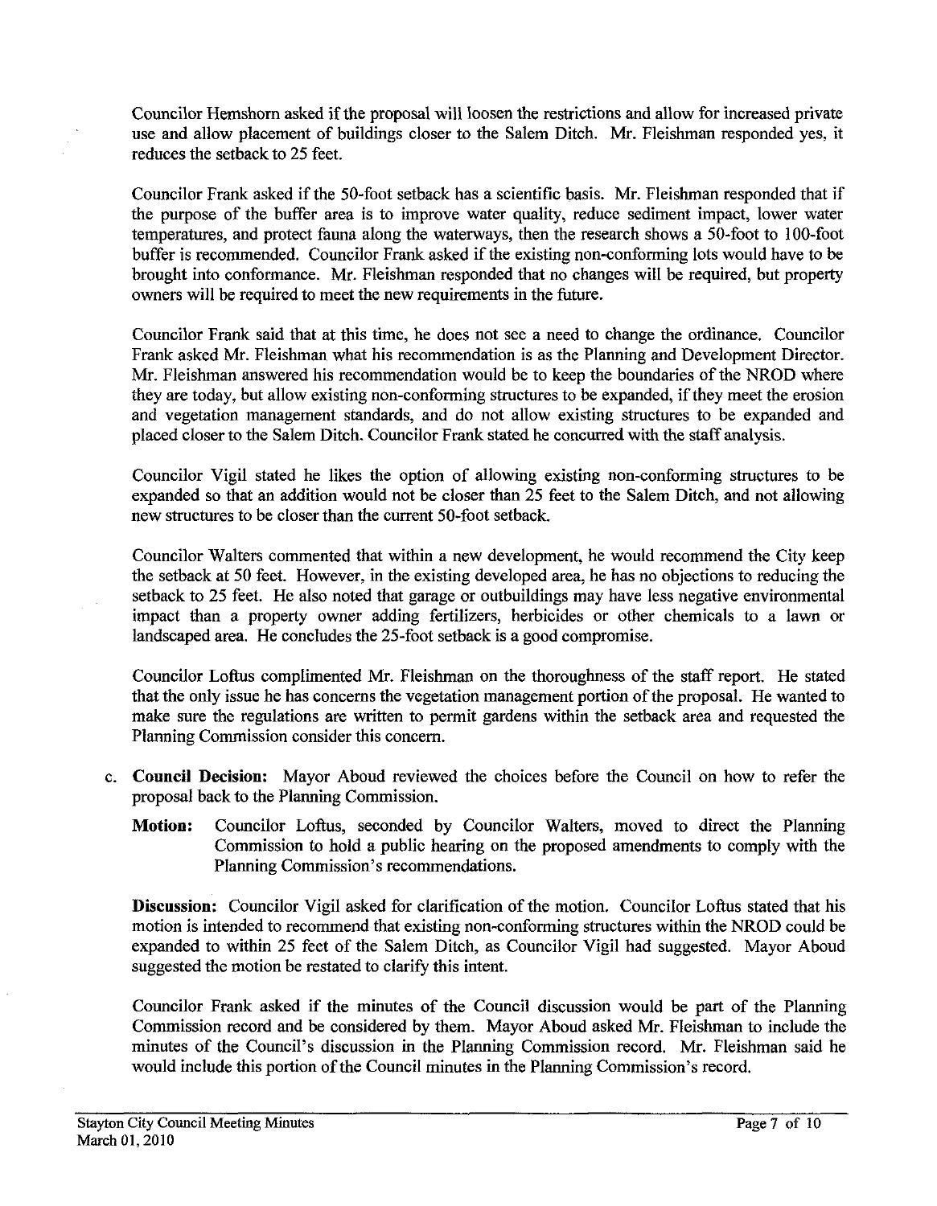Councilor Hemshorn asked if the proposal will loosen the restrictions and allow for increased private use and allow placement of buildings closer to the Salem Ditch. Mr. Fleishman responded yes, it reduces the setback to 25 feet.

Councilor Frank asked if the 50-foot setback has a scientific basis. Mr. Fleishman responded that if the purpose of the buffer area is to improve water quality, reduce sediment impact, lower water temperatures, and protect fauna along the waterways, then the research shows a 50-foot to 100-foot buffer is recommended. Councilor Frank asked if the existing non-conforming lots would have to be brought into conformance. Mr. Fleishman responded that no changes will be required, but property owners will be required to meet the new requirements in the future.

Councilor Frank said that at this time, he does not see a need to change the ordinance. Councilor Frank asked Mr. Fleishman what his recommendation is as the Planning and Development Director. Mr. Fleishman answered his recommendation would be to keep the boundaries of the NROD where they are today, but allow existing non-conforming structures to be expanded, if they meet the erosion and vegetation management standards, and do not allow existing structures to be expanded and placed closer to the Salem Ditch. Councilor Frank stated he concurred with the staff analysis.

Councilor Vigil stated he likes the option of allowing existing non-conforming structures to be expanded so that an addition would not be closer than 25 feet to the Salem Ditch, and not allowing new structures to be closer than the current 50-foot setback.

Councilor Walters commented that within a new development, he would recommend the City keep the setback at 50 feet. However, in the existing developed area, he has no objections to reducing the setback to 25 feet. He also noted that garage or outbuildings may have less negative environmental impact than a property owner adding fertilizers, herbicides or other chemicals to a lawn or landscaped area. He concludes the 25-foot setback is a good compromise.

Councilor Loftus complimented Mr. Fleishman on the thoroughness of the staff report. He stated that the only issue he has concerns the vegetation management portion of the proposal. He wanted to make sure the regulations are written to permit gardens within the setback area and requested the Planning Commission consider this concern.

c. **Council Decision:** Mayor Aboud reviewed the choices before the Council on how to refer the proposal back to the Planning Commission.

   **Motion:** Councilor Loftus, seconded by Councilor Walters, moved to direct the Planning Commission to hold a public hearing on the proposed amendments to comply with the Planning Commission's recommendations.

   **Discussion:** Councilor Vigil asked for clarification of the motion. Councilor Loftus stated that his motion is intended to recommend that existing non-conforming structures within the NROD could be expanded to within 25 feet of the Salem Ditch, as Councilor Vigil had suggested. Mayor Aboud suggested the motion be restated to clarify this intent.

   Councilor Frank asked if the minutes of the Council discussion would be part of the Planning Commission record and be considered by them. Mayor Aboud asked Mr. Fleishman to include the minutes of the Council's discussion in the Planning Commission record. Mr. Fleishman said he would include this portion of the Council minutes in the Planning Commission's record.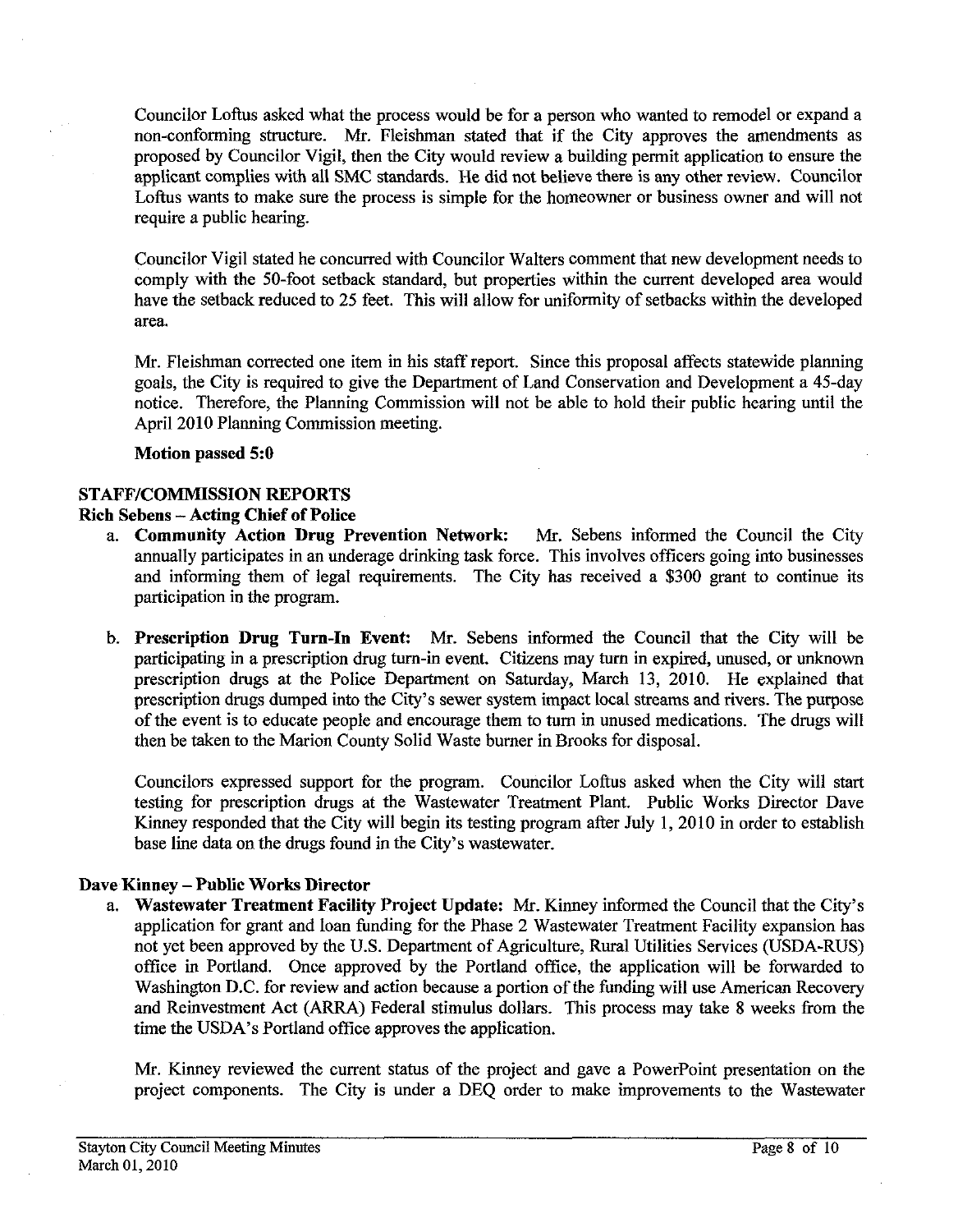Councilor Loftus asked what the process would be for a person who wanted to remodel or expand a non-conforming structure. Mr. Fleishman stated that if the City approves the amendments as proposed by Councilor Vigil, then the City would review a building permit application to ensure the applicant complies with all SMC standards. He did not believe there is any other review. Councilor Loftus wants to make sure the process is simple for the homeowner or business owner and will not require a public hearing.

Councilor Vigil stated he concurred with Councilor Walters comment that new development needs to comply with the 50-foot setback standard, but properties within the current developed area would have the setback reduced to 25 feet. This will allow for uniformity of setbacks within the developed area.

Mr. Fleishman corrected one item in his staff report. Since this proposal affects statewide planning goals, the City is required to give the Department of Land Conservation and Development a 45-day notice. Therefore, the Planning Commission will not be able to hold their public hearing until the April 2010 Planning Commission meeting.

**Motion passed 5:0**

## STAFF/COMMISSION REPORTS

### Rich Sebens – Acting Chief of Police

a. **Community Action Drug Prevention Network:** Mr. Sebens informed the Council the City annually participates in an underage drinking task force. This involves officers going into businesses and informing them of legal requirements. The City has received a $300 grant to continue its participation in the program.

b. **Prescription Drug Turn-In Event:** Mr. Sebens informed the Council that the City will be participating in a prescription drug turn-in event. Citizens may turn in expired, unused, or unknown prescription drugs at the Police Department on Saturday, March 13, 2010. He explained that prescription drugs dumped into the City's sewer system impact local streams and rivers. The purpose of the event is to educate people and encourage them to turn in unused medications. The drugs will then be taken to the Marion County Solid Waste burner in Brooks for disposal.

   Councilors expressed support for the program. Councilor Loftus asked when the City will start testing for prescription drugs at the Wastewater Treatment Plant. Public Works Director Dave Kinney responded that the City will begin its testing program after July 1, 2010 in order to establish base line data on the drugs found in the City's wastewater.

### Dave Kinney – Public Works Director

a. **Wastewater Treatment Facility Project Update:** Mr. Kinney informed the Council that the City's application for grant and loan funding for the Phase 2 Wastewater Treatment Facility expansion has not yet been approved by the U.S. Department of Agriculture, Rural Utilities Services (USDA-RUS) office in Portland. Once approved by the Portland office, the application will be forwarded to Washington D.C. for review and action because a portion of the funding will use American Recovery and Reinvestment Act (ARRA) Federal stimulus dollars. This process may take 8 weeks from the time the USDA's Portland office approves the application.

   Mr. Kinney reviewed the current status of the project and gave a PowerPoint presentation on the project components. The City is under a DEQ order to make improvements to the Wastewater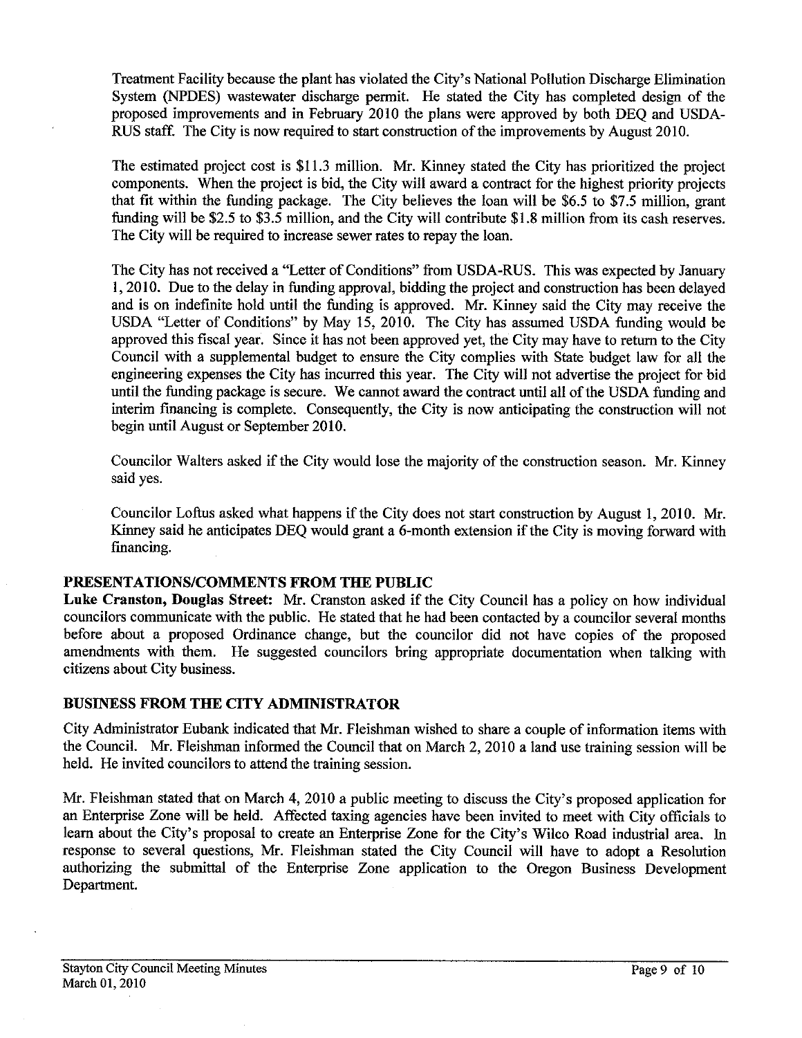Treatment Facility because the plant has violated the City's National Pollution Discharge Elimination System (NPDES) wastewater discharge permit. He stated the City has completed design of the proposed improvements and in February 2010 the plans were approved by both DEQ and USDA-RUS staff. The City is now required to start construction of the improvements by August 2010.

The estimated project cost is $11.3 million. Mr. Kinney stated the City has prioritized the project components. When the project is bid, the City will award a contract for the highest priority projects that fit within the funding package. The City believes the loan will be $6.5 to $7.5 million, grant funding will be $2.5 to $3.5 million, and the City will contribute $1.8 million from its cash reserves. The City will be required to increase sewer rates to repay the loan.

The City has not received a "Letter of Conditions" from USDA-RUS. This was expected by January 1, 2010. Due to the delay in funding approval, bidding the project and construction has been delayed and is on indefinite hold until the funding is approved. Mr. Kinney said the City may receive the USDA "Letter of Conditions" by May 15, 2010. The City has assumed USDA funding would be approved this fiscal year. Since it has not been approved yet, the City may have to return to the City Council with a supplemental budget to ensure the City complies with State budget law for all the engineering expenses the City has incurred this year. The City will not advertise the project for bid until the funding package is secure. We cannot award the contract until all of the USDA funding and interim financing is complete. Consequently, the City is now anticipating the construction will not begin until August or September 2010.

Councilor Walters asked if the City would lose the majority of the construction season. Mr. Kinney said yes.

Councilor Loftus asked what happens if the City does not start construction by August 1, 2010. Mr. Kinney said he anticipates DEQ would grant a 6-month extension if the City is moving forward with financing.

## PRESENTATIONS/COMMENTS FROM THE PUBLIC

**Luke Cranston, Douglas Street:** Mr. Cranston asked if the City Council has a policy on how individual councilors communicate with the public. He stated that he had been contacted by a councilor several months before about a proposed Ordinance change, but the councilor did not have copies of the proposed amendments with them. He suggested councilors bring appropriate documentation when talking with citizens about City business.

## BUSINESS FROM THE CITY ADMINISTRATOR

City Administrator Eubank indicated that Mr. Fleishman wished to share a couple of information items with the Council. Mr. Fleishman informed the Council that on March 2, 2010 a land use training session will be held. He invited councilors to attend the training session.

Mr. Fleishman stated that on March 4, 2010 a public meeting to discuss the City's proposed application for an Enterprise Zone will be held. Affected taxing agencies have been invited to meet with City officials to learn about the City's proposal to create an Enterprise Zone for the City's Wilco Road industrial area. In response to several questions, Mr. Fleishman stated the City Council will have to adopt a Resolution authorizing the submittal of the Enterprise Zone application to the Oregon Business Development Department.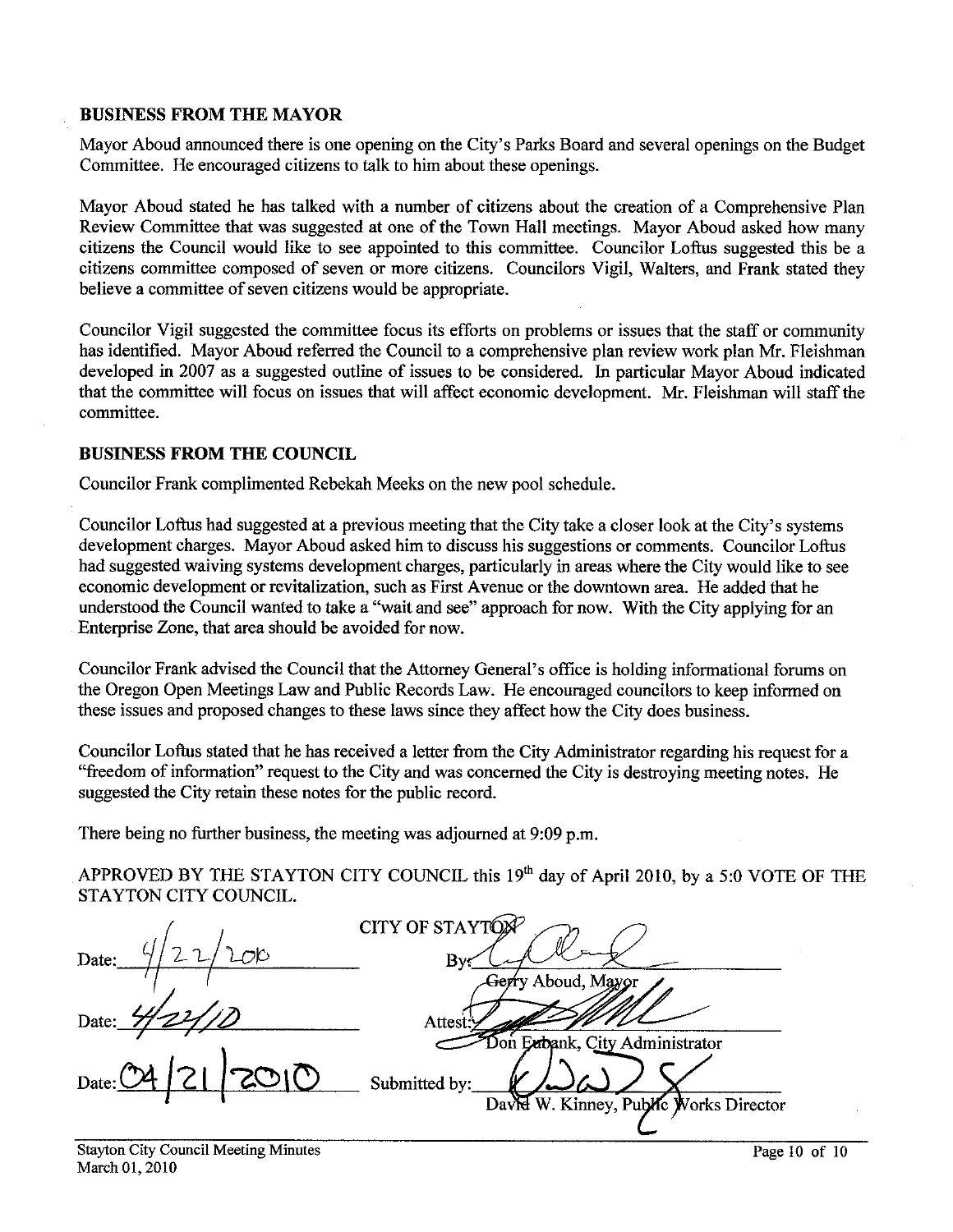## BUSINESS FROM THE MAYOR

Mayor Aboud announced there is one opening on the City's Parks Board and several openings on the Budget Committee. He encouraged citizens to talk to him about these openings.

Mayor Aboud stated he has talked with a number of citizens about the creation of a Comprehensive Plan Review Committee that was suggested at one of the Town Hall meetings. Mayor Aboud asked how many citizens the Council would like to see appointed to this committee. Councilor Loftus suggested this be a citizens committee composed of seven or more citizens. Councilors Vigil, Walters, and Frank stated they believe a committee of seven citizens would be appropriate.

Councilor Vigil suggested the committee focus its efforts on problems or issues that the staff or community has identified. Mayor Aboud referred the Council to a comprehensive plan review work plan Mr. Fleishman developed in 2007 as a suggested outline of issues to be considered. In particular Mayor Aboud indicated that the committee will focus on issues that will affect economic development. Mr. Fleishman will staff the committee.

## BUSINESS FROM THE COUNCIL

Councilor Frank complimented Rebekah Meeks on the new pool schedule.

Councilor Loftus had suggested at a previous meeting that the City take a closer look at the City's systems development charges. Mayor Aboud asked him to discuss his suggestions or comments. Councilor Loftus had suggested waiving systems development charges, particularly in areas where the City would like to see economic development or revitalization, such as First Avenue or the downtown area. He added that he understood the Council wanted to take a "wait and see" approach for now. With the City applying for an Enterprise Zone, that area should be avoided for now.

Councilor Frank advised the Council that the Attorney General's office is holding informational forums on the Oregon Open Meetings Law and Public Records Law. He encouraged councilors to keep informed on these issues and proposed changes to these laws since they affect how the City does business.

Councilor Loftus stated that he has received a letter from the City Administrator regarding his request for a "freedom of information" request to the City and was concerned the City is destroying meeting notes. He suggested the City retain these notes for the public record.

There being no further business, the meeting was adjourned at 9:09 p.m.

APPROVED BY THE STAYTON CITY COUNCIL this 19th day of April 2010, by a 5:0 VOTE OF THE STAYTON CITY COUNCIL.

CITY OF STAYTON

Date: 4/22/2010 By: _[signature]_ Gerry Aboud, Mayor

Date: 4/22/10 Attest: _[signature]_ Don Eubank, City Administrator

Date: 04/21/2010 Submitted by: _[signature]_ David W. Kinney, Public Works Director

Stayton City Council Meeting Minutes
March 01, 2010